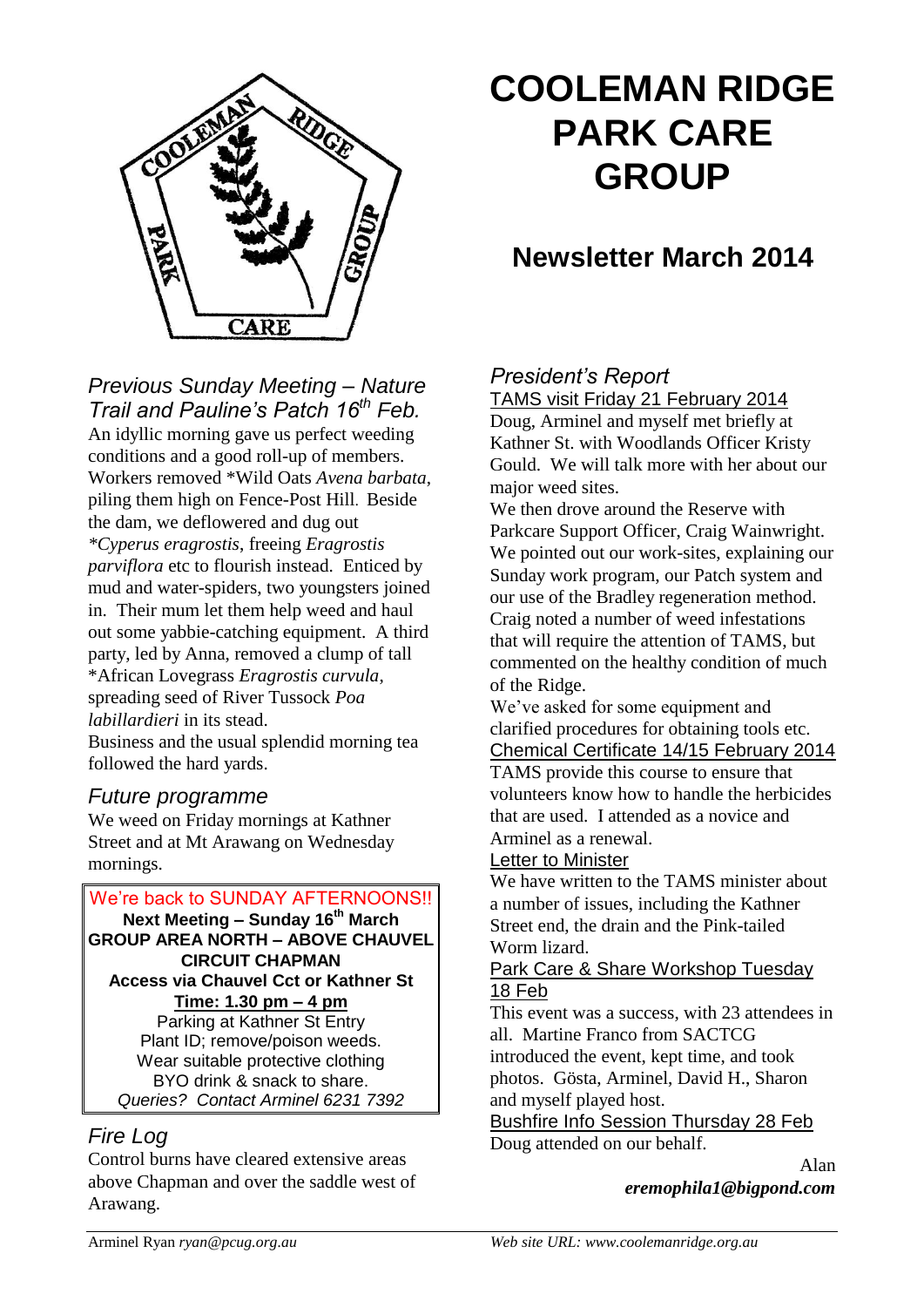# COOLEMAN RIDGE PARK CARE GROUP

## Newsletter March 2014

### *Previous Sunday Meeting – Nature Trail and Pauline's Patch 16th Feb.*

An idyllic morning gave us perfect weeding conditions and a good roll-up of members. Workers removed *Wild Oats *Avena barbata*, piling them high on Fence-Post Hill. Beside the dam, we deflowered and dug out **Cyperus eragrostis*, freeing *Eragrostis parviflora* etc to flourish instead. Enticed by mud and water-spiders, two youngsters joined in. Their mum let them help weed and haul out some yabbie-catching equipment. A third party, led by Anna, removed a clump of tall *African Lovegrass *Eragrostis curvula*, spreading seed of River Tussock *Poa labillardieri* in its stead.

Business and the usual splendid morning tea followed the hard yards.

### *Future programme*

We weed on Friday mornings at Kathner Street and at Mt Arawang on Wednesday mornings.

We're back to SUNDAY AFTERNOONS!!

**Next Meeting – Sunday 16th March**
**GROUP AREA NORTH – ABOVE CHAUVEL CIRCUIT CHAPMAN**
**Access via Chauvel Cct or Kathner St**
**Time: 1.30 pm – 4 pm**
Parking at Kathner St Entry
Plant ID; remove/poison weeds.
Wear suitable protective clothing
BYO drink & snack to share.
*Queries? Contact Arminel 6231 7392*

### *Fire Log*

Control burns have cleared extensive areas above Chapman and over the saddle west of Arawang.

### *President's Report*

TAMS visit Friday 21 February 2014

Doug, Arminel and myself met briefly at Kathner St. with Woodlands Officer Kristy Gould. We will talk more with her about our major weed sites.

We then drove around the Reserve with Parkcare Support Officer, Craig Wainwright. We pointed out our work-sites, explaining our Sunday work program, our Patch system and our use of the Bradley regeneration method. Craig noted a number of weed infestations that will require the attention of TAMS, but commented on the healthy condition of much of the Ridge.

We've asked for some equipment and clarified procedures for obtaining tools etc.

Chemical Certificate 14/15 February 2014

TAMS provide this course to ensure that volunteers know how to handle the herbicides that are used. I attended as a novice and Arminel as a renewal.

Letter to Minister

We have written to the TAMS minister about a number of issues, including the Kathner Street end, the drain and the Pink-tailed Worm lizard.

Park Care & Share Workshop Tuesday 18 Feb

This event was a success, with 23 attendees in all. Martine Franco from SACTCG introduced the event, kept time, and took photos. Gösta, Arminel, David H., Sharon and myself played host.

Bushfire Info Session Thursday 28 Feb

Doug attended on our behalf.

Alan
***eremophila1@bigpond.com***

Arminel Ryan *ryan@pcug.org.au*

*Web site URL: www.coolemanridge.org.au*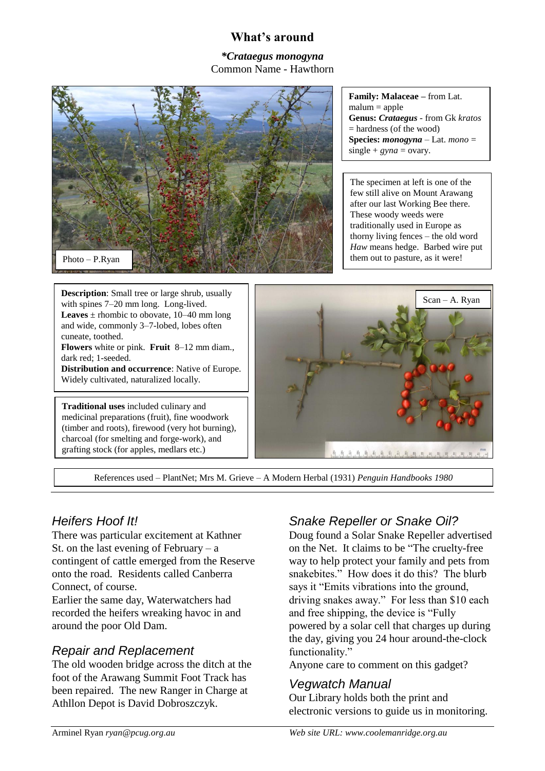# What's around

***Crataegus monogyna***
Common Name - Hawthorn

Photo – P.Ryan

**Family: Malaceae –** from Lat. malum = apple
**Genus: *Crataegus*** - from Gk *kratos* = hardness (of the wood)
**Species: *monogyna*** – Lat. *mono* = single + *gyna* = ovary.

The specimen at left is one of the few still alive on Mount Arawang after our last Working Bee there. These woody weeds were traditionally used in Europe as thorny living fences – the old word *Haw* means hedge. Barbed wire put them out to pasture, as it were!

**Description**: Small tree or large shrub, usually with spines 7–20 mm long. Long-lived.
**Leaves** ± rhombic to obovate, 10–40 mm long and wide, commonly 3–7-lobed, lobes often cuneate, toothed.
**Flowers** white or pink. **Fruit** 8–12 mm diam., dark red; 1-seeded.
**Distribution and occurrence**: Native of Europe. Widely cultivated, naturalized locally.

**Traditional uses** included culinary and medicinal preparations (fruit), fine woodwork (timber and roots), firewood (very hot burning), charcoal (for smelting and forge-work), and grafting stock (for apples, medlars etc.)

Scan – A. Ryan

References used – PlantNet; Mrs M. Grieve – A Modern Herbal (1931) *Penguin Handbooks 1980*

## *Heifers Hoof It!*

There was particular excitement at Kathner St. on the last evening of February – a contingent of cattle emerged from the Reserve onto the road. Residents called Canberra Connect, of course.
Earlier the same day, Waterwatchers had recorded the heifers wreaking havoc in and around the poor Old Dam.

## *Repair and Replacement*

The old wooden bridge across the ditch at the foot of the Arawang Summit Foot Track has been repaired. The new Ranger in Charge at Athllon Depot is David Dobroszczyk.

## *Snake Repeller or Snake Oil?*

Doug found a Solar Snake Repeller advertised on the Net. It claims to be "The cruelty-free way to help protect your family and pets from snakebites." How does it do this? The blurb says it "Emits vibrations into the ground, driving snakes away." For less than $10 each and free shipping, the device is "Fully powered by a solar cell that charges up during the day, giving you 24 hour around-the-clock functionality."
Anyone care to comment on this gadget?

## *Vegwatch Manual*

Our Library holds both the print and electronic versions to guide us in monitoring.

Arminel Ryan *ryan@pcug.org.au* *Web site URL: www.coolemanridge.org.au*